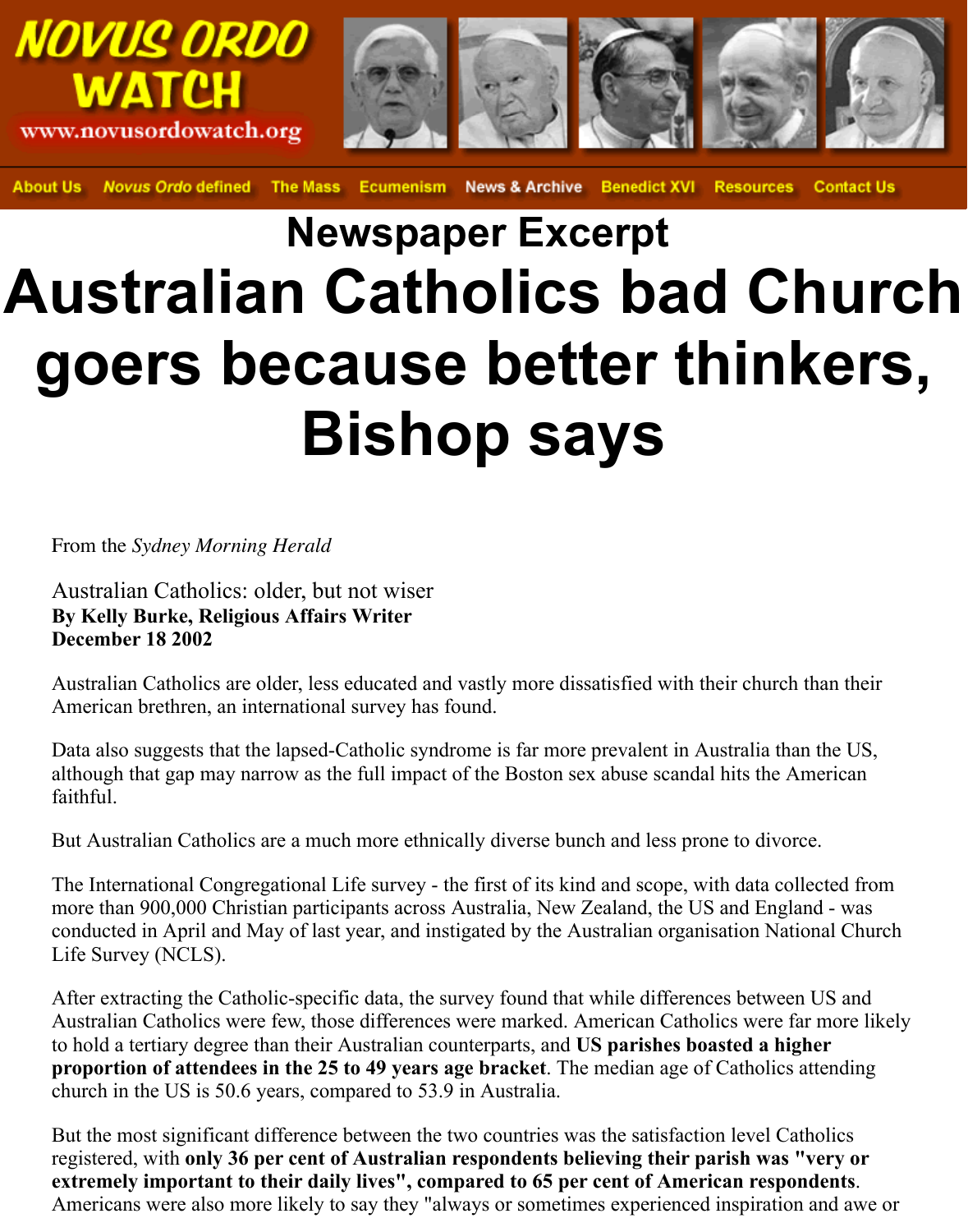NOVUS ORDO WATCH
www.novusordowatch.org

About Us | *Novus Ordo* defined | The Mass | Ecumenism | News & Archive | Benedict XVI | Resources | Contact Us

## Newspaper Excerpt

# Australian Catholics bad Church goers because better thinkers, Bishop says

From the *Sydney Morning Herald*

Australian Catholics: older, but not wiser
**By Kelly Burke, Religious Affairs Writer**
**December 18 2002**

Australian Catholics are older, less educated and vastly more dissatisfied with their church than their American brethren, an international survey has found.

Data also suggests that the lapsed-Catholic syndrome is far more prevalent in Australia than the US, although that gap may narrow as the full impact of the Boston sex abuse scandal hits the American faithful.

But Australian Catholics are a much more ethnically diverse bunch and less prone to divorce.

The International Congregational Life survey - the first of its kind and scope, with data collected from more than 900,000 Christian participants across Australia, New Zealand, the US and England - was conducted in April and May of last year, and instigated by the Australian organisation National Church Life Survey (NCLS).

After extracting the Catholic-specific data, the survey found that while differences between US and Australian Catholics were few, those differences were marked. American Catholics were far more likely to hold a tertiary degree than their Australian counterparts, and **US parishes boasted a higher proportion of attendees in the 25 to 49 years age bracket**. The median age of Catholics attending church in the US is 50.6 years, compared to 53.9 in Australia.

But the most significant difference between the two countries was the satisfaction level Catholics registered, with **only 36 per cent of Australian respondents believing their parish was "very or extremely important to their daily lives", compared to 65 per cent of American respondents**. Americans were also more likely to say they "always or sometimes experienced inspiration and awe or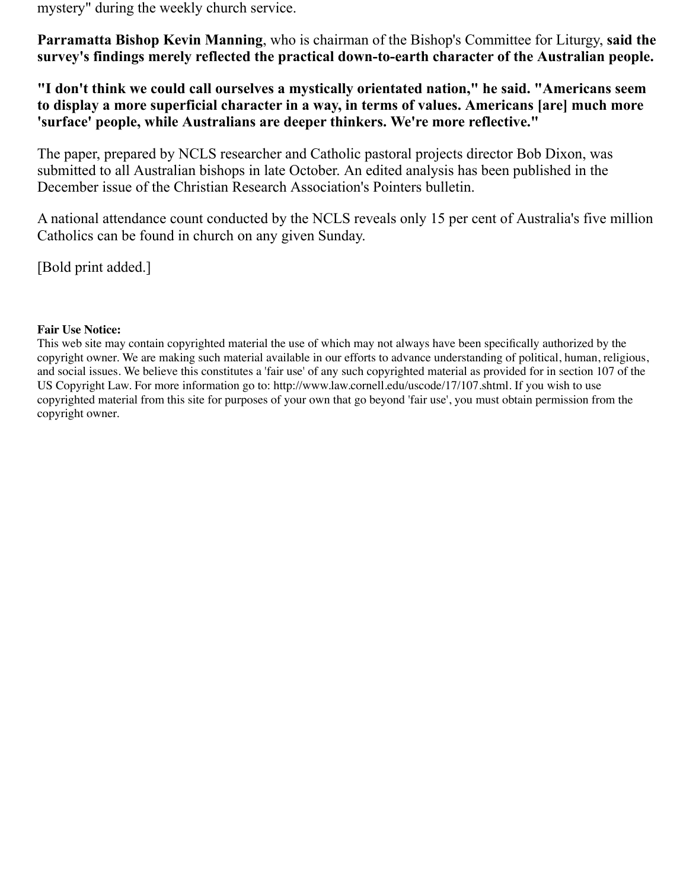mystery" during the weekly church service.

**Parramatta Bishop Kevin Manning**, who is chairman of the Bishop's Committee for Liturgy, **said the survey's findings merely reflected the practical down-to-earth character of the Australian people.**

**"I don't think we could call ourselves a mystically orientated nation," he said. "Americans seem to display a more superficial character in a way, in terms of values. Americans [are] much more 'surface' people, while Australians are deeper thinkers. We're more reflective."**

The paper, prepared by NCLS researcher and Catholic pastoral projects director Bob Dixon, was submitted to all Australian bishops in late October. An edited analysis has been published in the December issue of the Christian Research Association's Pointers bulletin.

A national attendance count conducted by the NCLS reveals only 15 per cent of Australia's five million Catholics can be found in church on any given Sunday.

[Bold print added.]

**Fair Use Notice:**
This web site may contain copyrighted material the use of which may not always have been specifically authorized by the copyright owner. We are making such material available in our efforts to advance understanding of political, human, religious, and social issues. We believe this constitutes a 'fair use' of any such copyrighted material as provided for in section 107 of the US Copyright Law. For more information go to: http://www.law.cornell.edu/uscode/17/107.shtml. If you wish to use copyrighted material from this site for purposes of your own that go beyond 'fair use', you must obtain permission from the copyright owner.